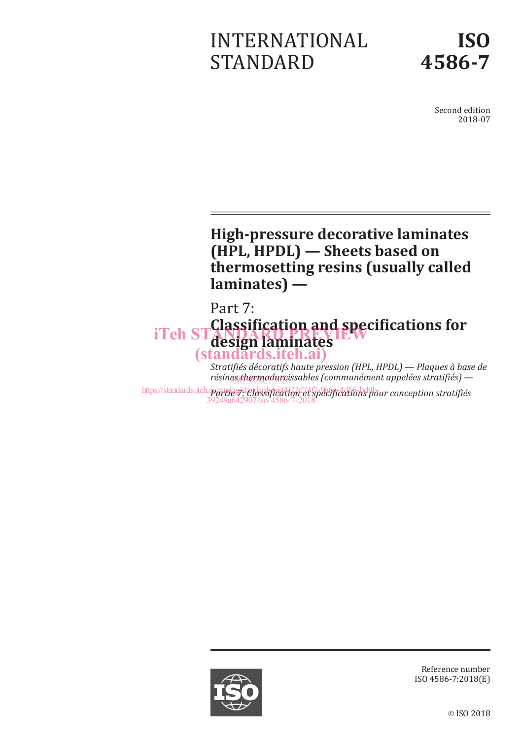INTERNATIONAL STANDARD

# ISO 4586-7

Second edition
2018-07

# High-pressure decorative laminates (HPL, HPDL) — Sheets based on thermosetting resins (usually called laminates) —

## Part 7: Classification and specifications for design laminates

*Stratifiés décoratifs haute pression (HPL, HPDL) — Plaques à base de résines thermodurcissables (communément appelées stratifiés) —*

*Partie 7: Classification et spécifications pour conception stratifiés*

Reference number
ISO 4586-7:2018(E)

© ISO 2018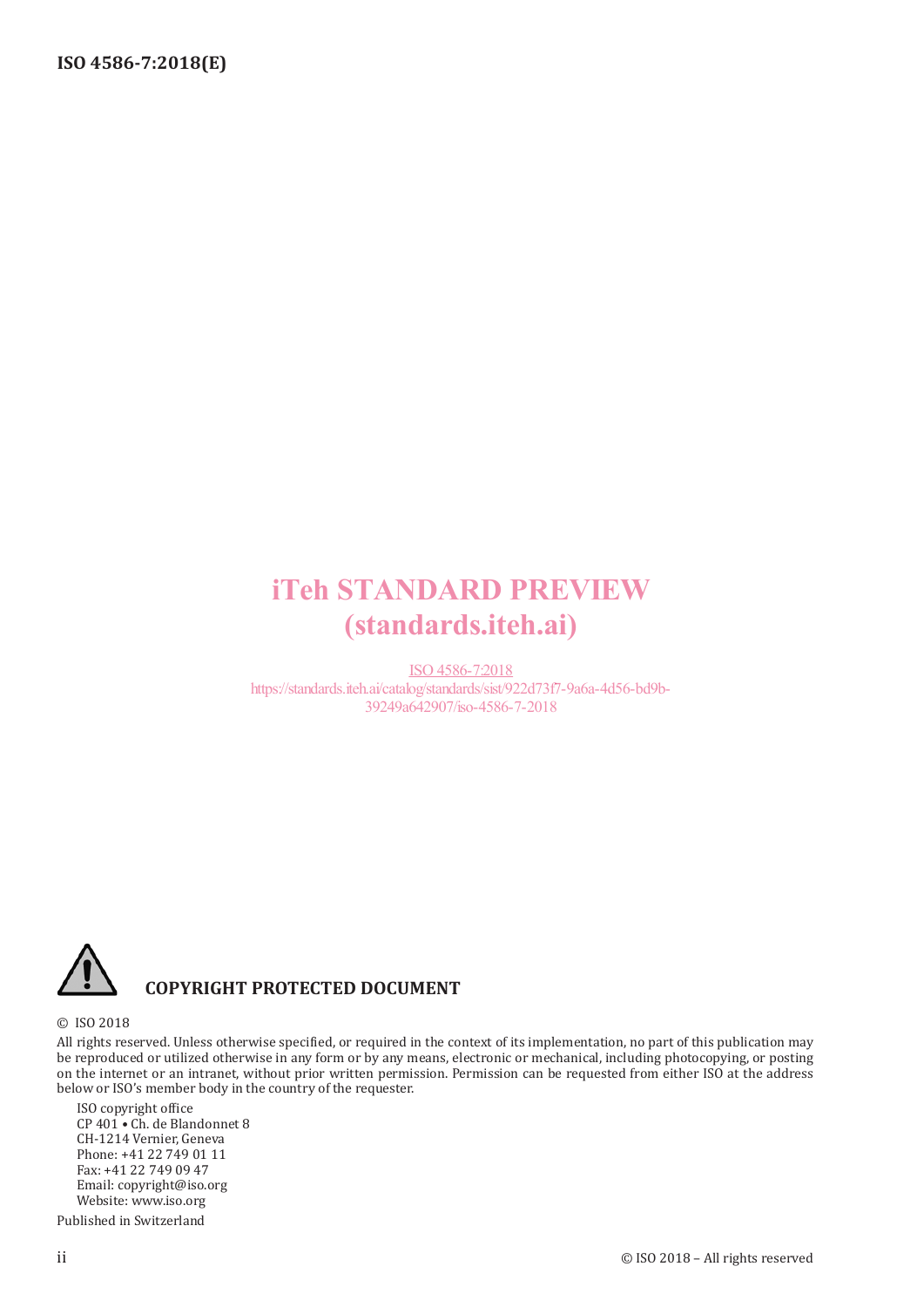iTeh STANDARD PREVIEW
(standards.iteh.ai)

ISO 4586-7:2018
https://standards.iteh.ai/catalog/standards/sist/922d73f7-9a6a-4d56-bd9b-39249a642907/iso-4586-7-2018

**COPYRIGHT PROTECTED DOCUMENT**

© ISO 2018

All rights reserved. Unless otherwise specified, or required in the context of its implementation, no part of this publication may be reproduced or utilized otherwise in any form or by any means, electronic or mechanical, including photocopying, or posting on the internet or an intranet, without prior written permission. Permission can be requested from either ISO at the address below or ISO's member body in the country of the requester.

ISO copyright office
CP 401 • Ch. de Blandonnet 8
CH-1214 Vernier, Geneva
Phone: +41 22 749 01 11
Fax: +41 22 749 09 47
Email: copyright@iso.org
Website: www.iso.org

Published in Switzerland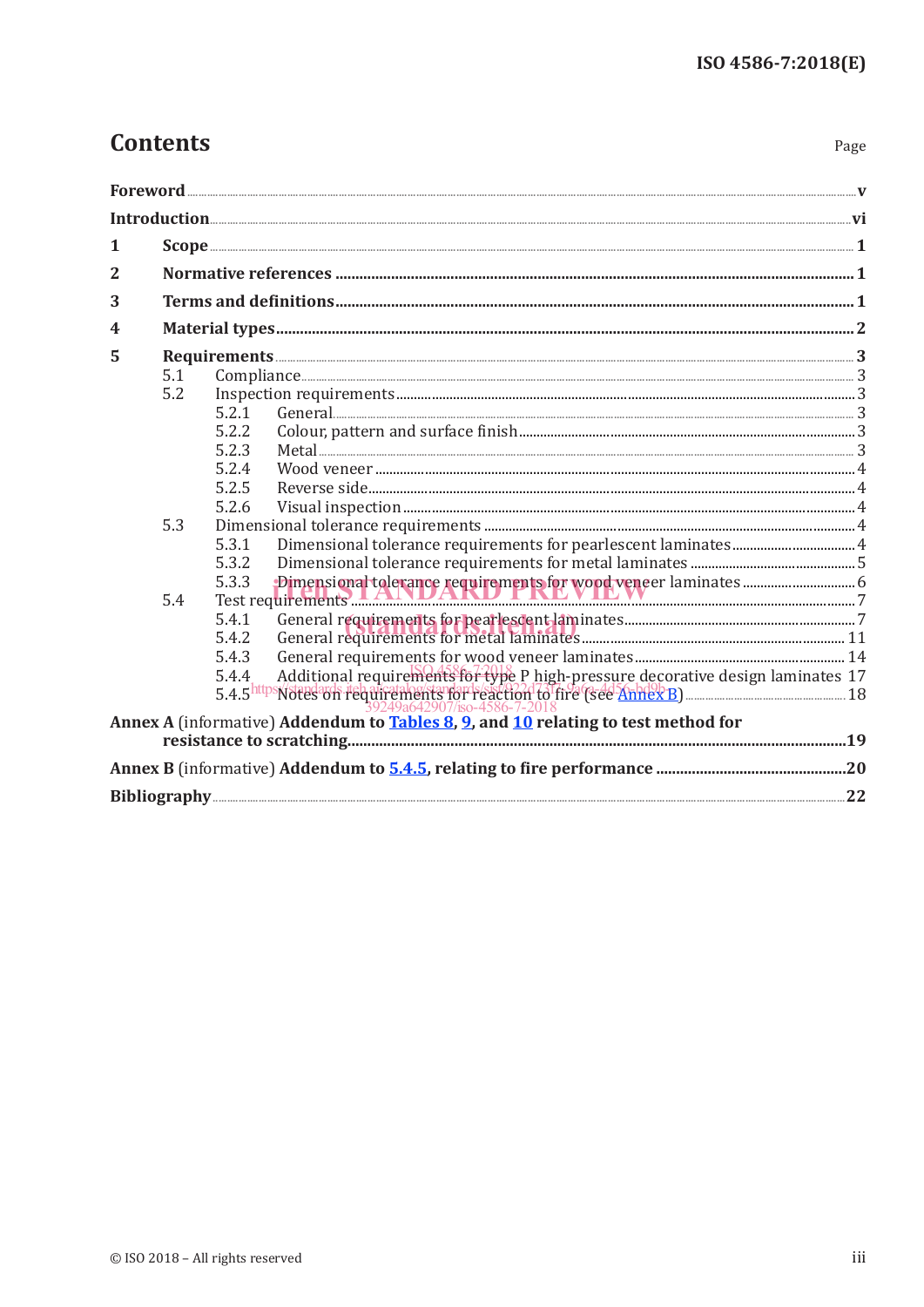# Contents

Page

Foreword ..... v

Introduction ..... vi

1 Scope ..... 1

2 Normative references ..... 1

3 Terms and definitions ..... 1

4 Material types ..... 2

5 Requirements ..... 3

- 5.1 Compliance ..... 3
- 5.2 Inspection requirements ..... 3
  - 5.2.1 General ..... 3
  - 5.2.2 Colour, pattern and surface finish ..... 3
  - 5.2.3 Metal ..... 3
  - 5.2.4 Wood veneer ..... 4
  - 5.2.5 Reverse side ..... 4
  - 5.2.6 Visual inspection ..... 4
- 5.3 Dimensional tolerance requirements ..... 4
  - 5.3.1 Dimensional tolerance requirements for pearlescent laminates ..... 4
  - 5.3.2 Dimensional tolerance requirements for metal laminates ..... 5
  - 5.3.3 Dimensional tolerance requirements for wood veneer laminates ..... 6
- 5.4 Test requirements ..... 7
  - 5.4.1 General requirements for pearlescent laminates ..... 7
  - 5.4.2 General requirements for metal laminates ..... 11
  - 5.4.3 General requirements for wood veneer laminates ..... 14
  - 5.4.4 Additional requirements for type P high-pressure decorative design laminates ..... 17
  - 5.4.5 Notes on requirements for reaction to fire (see Annex B) ..... 18

Annex A (informative) Addendum to Tables 8, 9, and 10 relating to test method for resistance to scratching ..... 19

Annex B (informative) Addendum to 5.4.5, relating to fire performance ..... 20

Bibliography ..... 22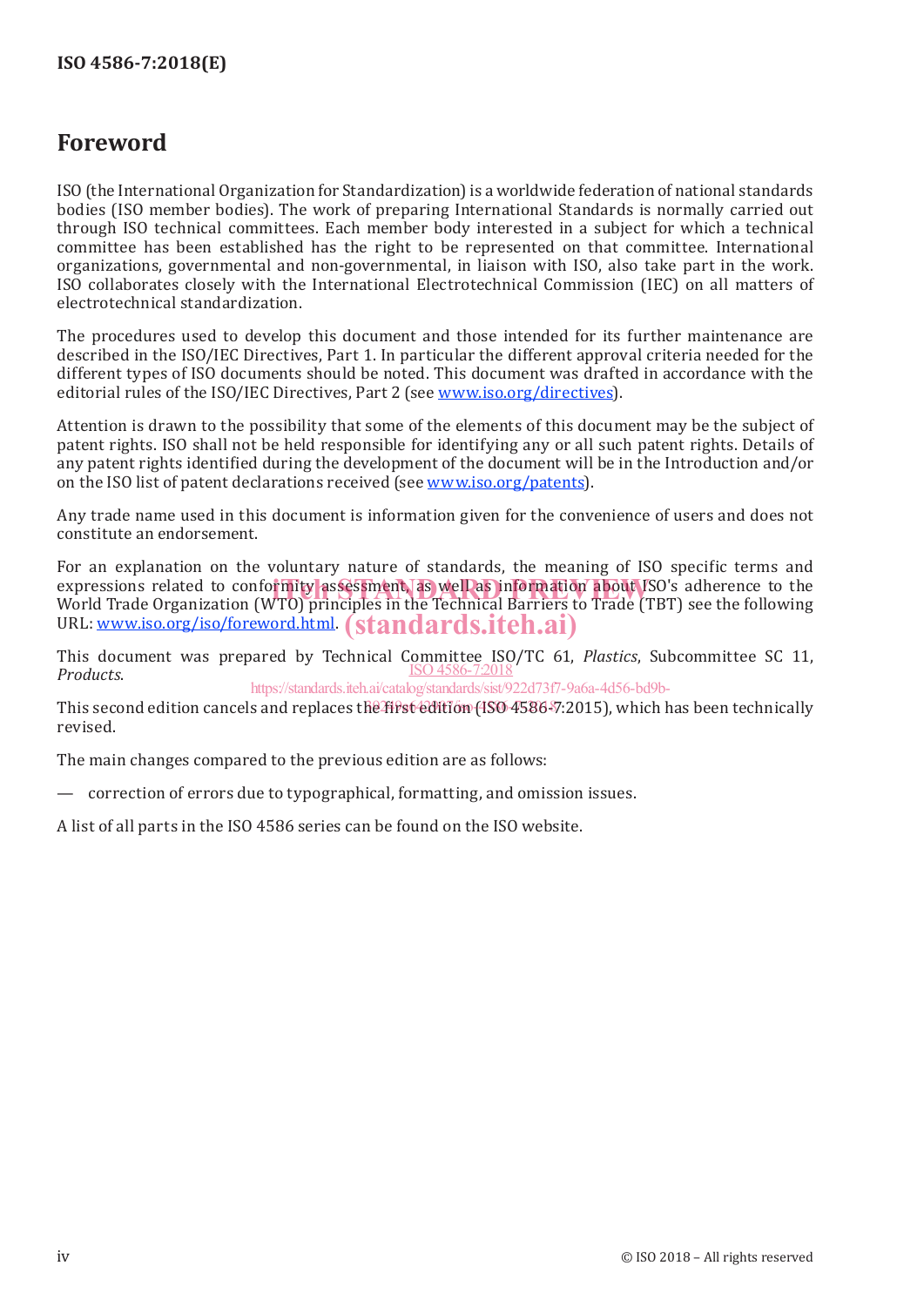# Foreword

ISO (the International Organization for Standardization) is a worldwide federation of national standards bodies (ISO member bodies). The work of preparing International Standards is normally carried out through ISO technical committees. Each member body interested in a subject for which a technical committee has been established has the right to be represented on that committee. International organizations, governmental and non-governmental, in liaison with ISO, also take part in the work. ISO collaborates closely with the International Electrotechnical Commission (IEC) on all matters of electrotechnical standardization.

The procedures used to develop this document and those intended for its further maintenance are described in the ISO/IEC Directives, Part 1. In particular the different approval criteria needed for the different types of ISO documents should be noted. This document was drafted in accordance with the editorial rules of the ISO/IEC Directives, Part 2 (see www.iso.org/directives).

Attention is drawn to the possibility that some of the elements of this document may be the subject of patent rights. ISO shall not be held responsible for identifying any or all such patent rights. Details of any patent rights identified during the development of the document will be in the Introduction and/or on the ISO list of patent declarations received (see www.iso.org/patents).

Any trade name used in this document is information given for the convenience of users and does not constitute an endorsement.

For an explanation on the voluntary nature of standards, the meaning of ISO specific terms and expressions related to conformity assessment, as well as information about ISO's adherence to the World Trade Organization (WTO) principles in the Technical Barriers to Trade (TBT) see the following URL: www.iso.org/iso/foreword.html.

This document was prepared by Technical Committee ISO/TC 61, *Plastics*, Subcommittee SC 11, *Products*.

This second edition cancels and replaces the first edition (ISO 4586-7:2015), which has been technically revised.

The main changes compared to the previous edition are as follows:

— correction of errors due to typographical, formatting, and omission issues.

A list of all parts in the ISO 4586 series can be found on the ISO website.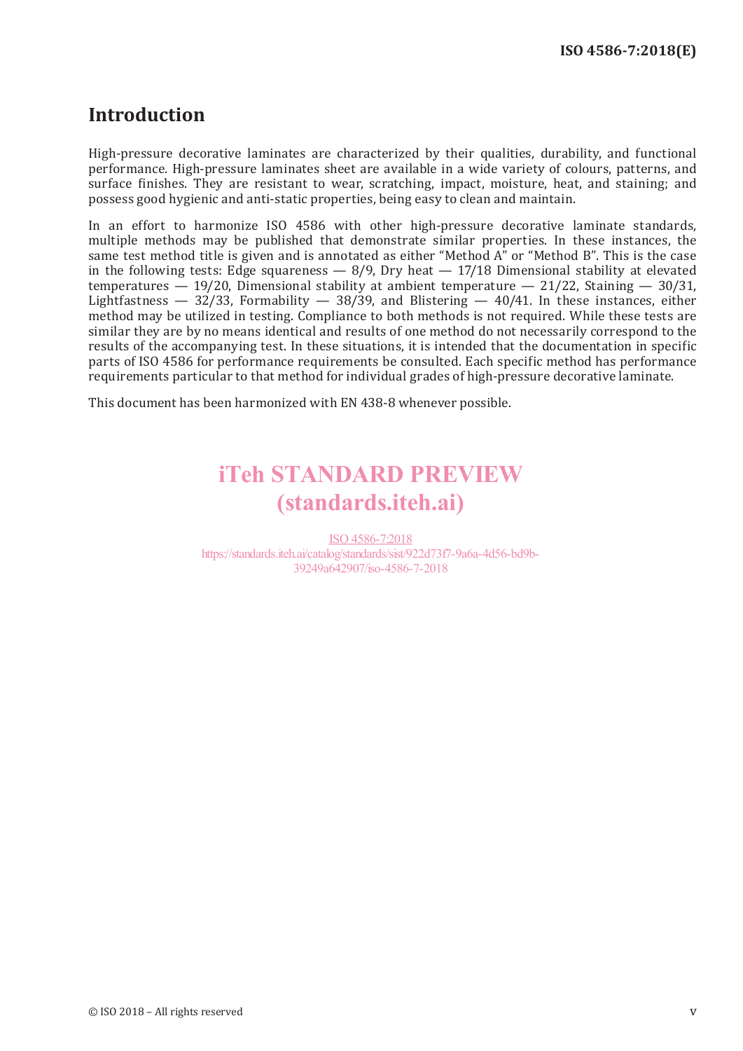# Introduction

High-pressure decorative laminates are characterized by their qualities, durability, and functional performance. High-pressure laminates sheet are available in a wide variety of colours, patterns, and surface finishes. They are resistant to wear, scratching, impact, moisture, heat, and staining; and possess good hygienic and anti-static properties, being easy to clean and maintain.

In an effort to harmonize ISO 4586 with other high-pressure decorative laminate standards, multiple methods may be published that demonstrate similar properties. In these instances, the same test method title is given and is annotated as either "Method A" or "Method B". This is the case in the following tests: Edge squareness — 8/9, Dry heat — 17/18 Dimensional stability at elevated temperatures — 19/20, Dimensional stability at ambient temperature — 21/22, Staining — 30/31, Lightfastness — 32/33, Formability — 38/39, and Blistering — 40/41. In these instances, either method may be utilized in testing. Compliance to both methods is not required. While these tests are similar they are by no means identical and results of one method do not necessarily correspond to the results of the accompanying test. In these situations, it is intended that the documentation in specific parts of ISO 4586 for performance requirements be consulted. Each specific method has performance requirements particular to that method for individual grades of high-pressure decorative laminate.

This document has been harmonized with EN 438-8 whenever possible.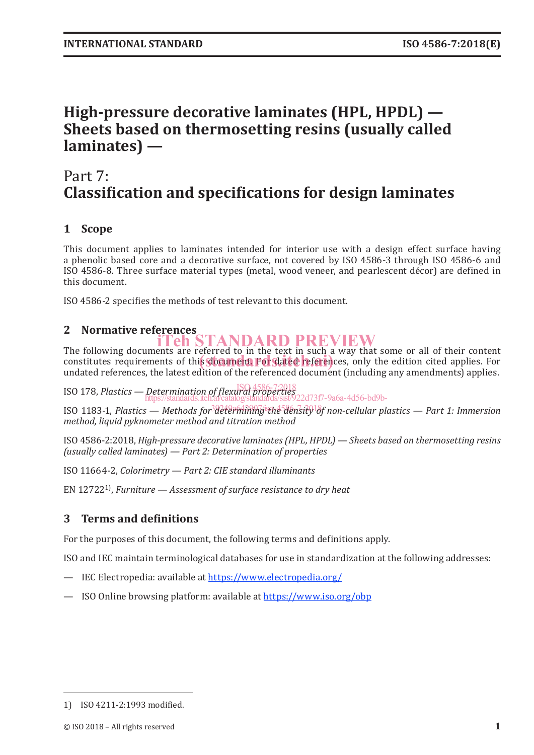# High-pressure decorative laminates (HPL, HPDL) — Sheets based on thermosetting resins (usually called laminates) —

## Part 7:
## Classification and specifications for design laminates

## 1 Scope

This document applies to laminates intended for interior use with a design effect surface having a phenolic based core and a decorative surface, not covered by ISO 4586-3 through ISO 4586-6 and ISO 4586-8. Three surface material types (metal, wood veneer, and pearlescent décor) are defined in this document.

ISO 4586-2 specifies the methods of test relevant to this document.

## 2 Normative references

The following documents are referred to in the text in such a way that some or all of their content constitutes requirements of this document. For dated references, only the edition cited applies. For undated references, the latest edition of the referenced document (including any amendments) applies.

ISO 178, *Plastics — Determination of flexural properties*

ISO 1183-1, *Plastics — Methods for determining the density of non-cellular plastics — Part 1: Immersion method, liquid pyknometer method and titration method*

ISO 4586-2:2018, *High-pressure decorative laminates (HPL, HPDL) — Sheets based on thermosetting resins (usually called laminates) — Part 2: Determination of properties*

ISO 11664-2, *Colorimetry — Part 2: CIE standard illuminants*

EN 12722[1], *Furniture — Assessment of surface resistance to dry heat*

## 3 Terms and definitions

For the purposes of this document, the following terms and definitions apply.

ISO and IEC maintain terminological databases for use in standardization at the following addresses:

— IEC Electropedia: available at https://www.electropedia.org/

— ISO Online browsing platform: available at https://www.iso.org/obp

1) ISO 4211-2:1993 modified.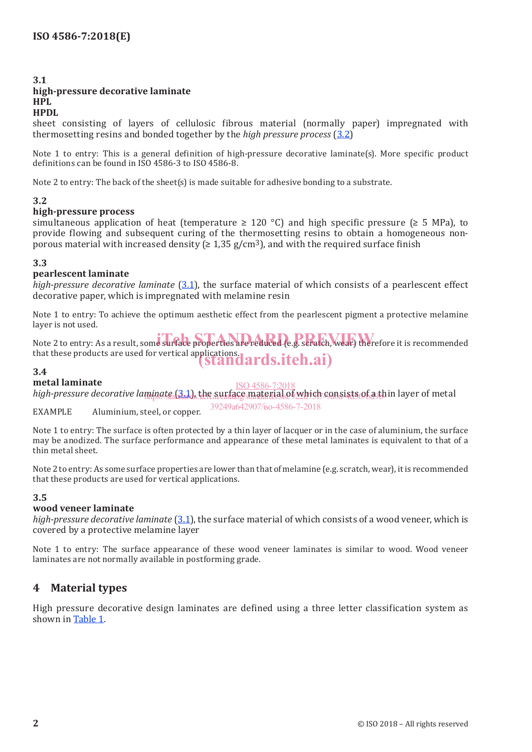**3.1**
**high-pressure decorative laminate**
**HPL**
**HPDL**
sheet consisting of layers of cellulosic fibrous material (normally paper) impregnated with thermosetting resins and bonded together by the *high pressure process* (3.2)

Note 1 to entry: This is a general definition of high-pressure decorative laminate(s). More specific product definitions can be found in ISO 4586-3 to ISO 4586-8.

Note 2 to entry: The back of the sheet(s) is made suitable for adhesive bonding to a substrate.

**3.2**
**high-pressure process**
simultaneous application of heat (temperature ≥ 120 °C) and high specific pressure (≥ 5 MPa), to provide flowing and subsequent curing of the thermosetting resins to obtain a homogeneous non-porous material with increased density (≥ 1,35 g/cm$^3$), and with the required surface finish

**3.3**
**pearlescent laminate**
*high-pressure decorative laminate* (3.1), the surface material of which consists of a pearlescent effect decorative paper, which is impregnated with melamine resin

Note 1 to entry: To achieve the optimum aesthetic effect from the pearlescent pigment a protective melamine layer is not used.

Note 2 to entry: As a result, some surface properties are reduced (e.g. scratch, wear) therefore it is recommended that these products are used for vertical applications.

**3.4**
**metal laminate**
*high-pressure decorative laminate* (3.1), the surface material of which consists of a thin layer of metal

EXAMPLE Aluminium, steel, or copper.

Note 1 to entry: The surface is often protected by a thin layer of lacquer or in the case of aluminium, the surface may be anodized. The surface performance and appearance of these metal laminates is equivalent to that of a thin metal sheet.

Note 2 to entry: As some surface properties are lower than that of melamine (e.g. scratch, wear), it is recommended that these products are used for vertical applications.

**3.5**
**wood veneer laminate**
*high-pressure decorative laminate* (3.1), the surface material of which consists of a wood veneer, which is covered by a protective melamine layer

Note 1 to entry: The surface appearance of these wood veneer laminates is similar to wood. Wood veneer laminates are not normally available in postforming grade.

## 4 Material types

High pressure decorative design laminates are defined using a three letter classification system as shown in Table 1.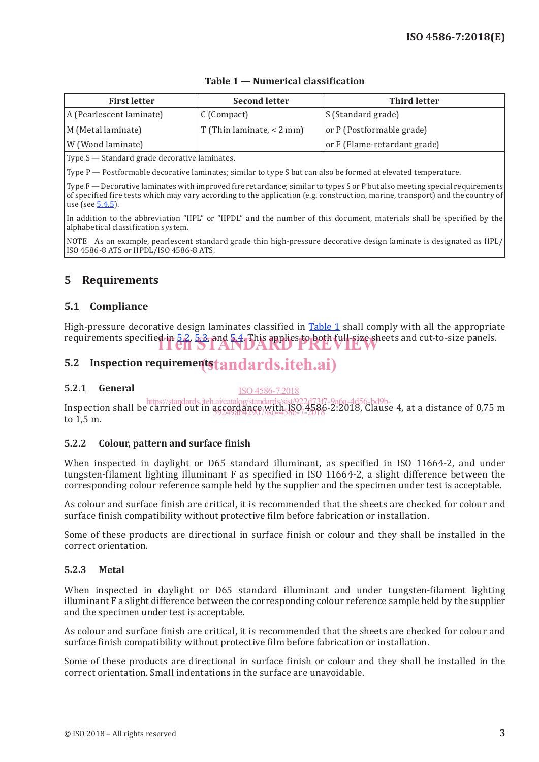**Table 1 — Numerical classification**

| First letter | Second letter | Third letter |
|---|---|---|
| A (Pearlescent laminate) | C (Compact) | S (Standard grade) |
| M (Metal laminate) | T (Thin laminate, < 2 mm) | or P (Postformable grade) |
| W (Wood laminate) | | or F (Flame-retardant grade) |
| Type S — Standard grade decorative laminates. | | |
| Type P — Postformable decorative laminates; similar to type S but can also be formed at elevated temperature. | | |
| Type F — Decorative laminates with improved fire retardance; similar to types S or P but also meeting special requirements of specified fire tests which may vary according to the application (e.g. construction, marine, transport) and the country of use (see 5.4.5). | | |
| In addition to the abbreviation "HPL" or "HPDL" and the number of this document, materials shall be specified by the alphabetical classification system. | | |
| NOTE As an example, pearlescent standard grade thin high-pressure decorative design laminate is designated as HPL/ISO 4586-8 ATS or HPDL/ISO 4586-8 ATS. | | |

## 5 Requirements

### 5.1 Compliance

High-pressure decorative design laminates classified in Table 1 shall comply with all the appropriate requirements specified in 5.2, 5.3, and 5.4. This applies to both full-size sheets and cut-to-size panels.

### 5.2 Inspection requirements

#### 5.2.1 General

Inspection shall be carried out in accordance with ISO 4586-2:2018, Clause 4, at a distance of 0,75 m to 1,5 m.

#### 5.2.2 Colour, pattern and surface finish

When inspected in daylight or D65 standard illuminant, as specified in ISO 11664-2, and under tungsten-filament lighting illuminant F as specified in ISO 11664-2, a slight difference between the corresponding colour reference sample held by the supplier and the specimen under test is acceptable.

As colour and surface finish are critical, it is recommended that the sheets are checked for colour and surface finish compatibility without protective film before fabrication or installation.

Some of these products are directional in surface finish or colour and they shall be installed in the correct orientation.

#### 5.2.3 Metal

When inspected in daylight or D65 standard illuminant and under tungsten-filament lighting illuminant F a slight difference between the corresponding colour reference sample held by the supplier and the specimen under test is acceptable.

As colour and surface finish are critical, it is recommended that the sheets are checked for colour and surface finish compatibility without protective film before fabrication or installation.

Some of these products are directional in surface finish or colour and they shall be installed in the correct orientation. Small indentations in the surface are unavoidable.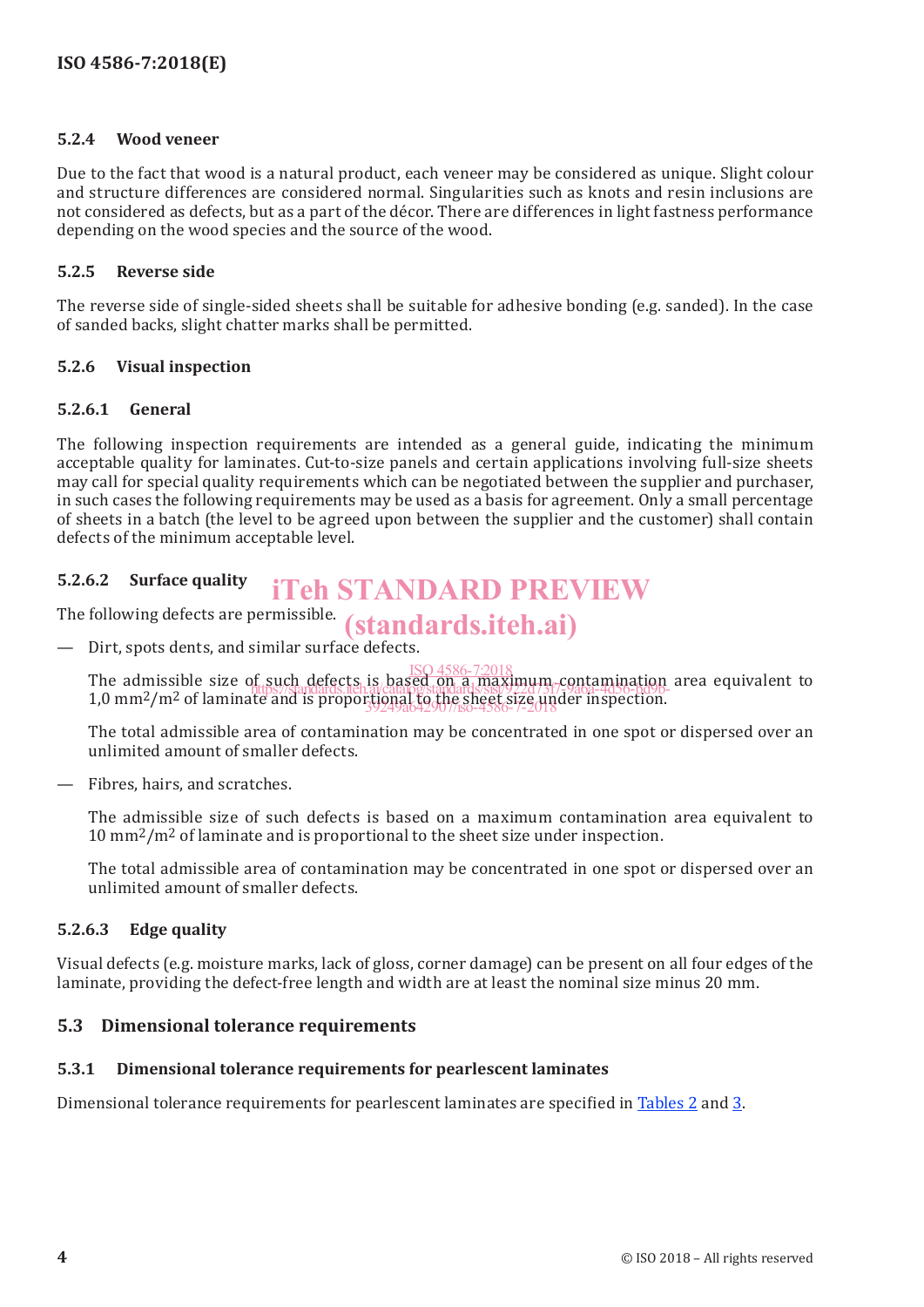#### 5.2.4 Wood veneer

Due to the fact that wood is a natural product, each veneer may be considered as unique. Slight colour and structure differences are considered normal. Singularities such as knots and resin inclusions are not considered as defects, but as a part of the décor. There are differences in light fastness performance depending on the wood species and the source of the wood.

#### 5.2.5 Reverse side

The reverse side of single-sided sheets shall be suitable for adhesive bonding (e.g. sanded). In the case of sanded backs, slight chatter marks shall be permitted.

#### 5.2.6 Visual inspection

##### 5.2.6.1 General

The following inspection requirements are intended as a general guide, indicating the minimum acceptable quality for laminates. Cut-to-size panels and certain applications involving full-size sheets may call for special quality requirements which can be negotiated between the supplier and purchaser, in such cases the following requirements may be used as a basis for agreement. Only a small percentage of sheets in a batch (the level to be agreed upon between the supplier and the customer) shall contain defects of the minimum acceptable level.

##### 5.2.6.2 Surface quality

The following defects are permissible.

— Dirt, spots dents, and similar surface defects.

The admissible size of such defects is based on a maximum contamination area equivalent to 1,0 $mm^2/m^2$ of laminate and is proportional to the sheet size under inspection.

The total admissible area of contamination may be concentrated in one spot or dispersed over an unlimited amount of smaller defects.

— Fibres, hairs, and scratches.

The admissible size of such defects is based on a maximum contamination area equivalent to 10 $mm^2/m^2$ of laminate and is proportional to the sheet size under inspection.

The total admissible area of contamination may be concentrated in one spot or dispersed over an unlimited amount of smaller defects.

##### 5.2.6.3 Edge quality

Visual defects (e.g. moisture marks, lack of gloss, corner damage) can be present on all four edges of the laminate, providing the defect-free length and width are at least the nominal size minus 20 mm.

### 5.3 Dimensional tolerance requirements

#### 5.3.1 Dimensional tolerance requirements for pearlescent laminates

Dimensional tolerance requirements for pearlescent laminates are specified in Tables 2 and 3.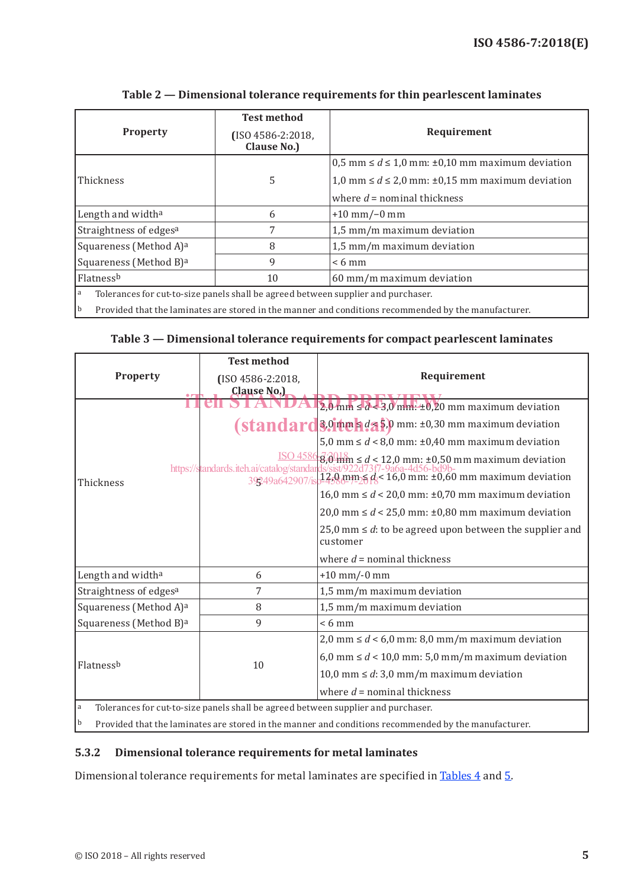**Table 2 — Dimensional tolerance requirements for thin pearlescent laminates**

| Property | Test method (ISO 4586-2:2018, Clause No.) | Requirement |
|---|---|---|
| Thickness | 5 | 0,5 mm ≤ $d$ ≤ 1,0 mm: ±0,10 mm maximum deviation<br>1,0 mm ≤ $d$ ≤ 2,0 mm: ±0,15 mm maximum deviation<br>where $d$ = nominal thickness |
| Length and width[a] | 6 | +10 mm/−0 mm |
| Straightness of edges[a] | 7 | 1,5 mm/m maximum deviation |
| Squareness (Method A)[a] | 8 | 1,5 mm/m maximum deviation |
| Squareness (Method B)[a] | 9 | < 6 mm |
| Flatness[b] | 10 | 60 mm/m maximum deviation |

[a] Tolerances for cut-to-size panels shall be agreed between supplier and purchaser.

[b] Provided that the laminates are stored in the manner and conditions recommended by the manufacturer.

**Table 3 — Dimensional tolerance requirements for compact pearlescent laminates**

| Property | Test method (ISO 4586-2:2018, Clause No.) | Requirement |
|---|---|---|
| Thickness | 5 | 2,0 mm ≤ $d$ < 3,0 mm: ±0,20 mm maximum deviation<br>3,0 mm ≤ $d$ < 5,0 mm: ±0,30 mm maximum deviation<br>5,0 mm ≤ $d$ < 8,0 mm: ±0,40 mm maximum deviation<br>8,0 mm ≤ $d$ < 12,0 mm: ±0,50 mm maximum deviation<br>12,0 mm ≤ $d$ < 16,0 mm: ±0,60 mm maximum deviation<br>16,0 mm ≤ $d$ < 20,0 mm: ±0,70 mm maximum deviation<br>20,0 mm ≤ $d$ < 25,0 mm: ±0,80 mm maximum deviation<br>25,0 mm ≤ $d$: to be agreed upon between the supplier and customer<br>where $d$ = nominal thickness |
| Length and width[a] | 6 | +10 mm/-0 mm |
| Straightness of edges[a] | 7 | 1,5 mm/m maximum deviation |
| Squareness (Method A)[a] | 8 | 1,5 mm/m maximum deviation |
| Squareness (Method B)[a] | 9 | < 6 mm |
| Flatness[b] | 10 | 2,0 mm ≤ $d$ < 6,0 mm: 8,0 mm/m maximum deviation<br>6,0 mm ≤ $d$ < 10,0 mm: 5,0 mm/m maximum deviation<br>10,0 mm ≤ $d$: 3,0 mm/m maximum deviation<br>where $d$ = nominal thickness |

[a] Tolerances for cut-to-size panels shall be agreed between supplier and purchaser.

[b] Provided that the laminates are stored in the manner and conditions recommended by the manufacturer.

### 5.3.2 Dimensional tolerance requirements for metal laminates

Dimensional tolerance requirements for metal laminates are specified in Tables 4 and 5.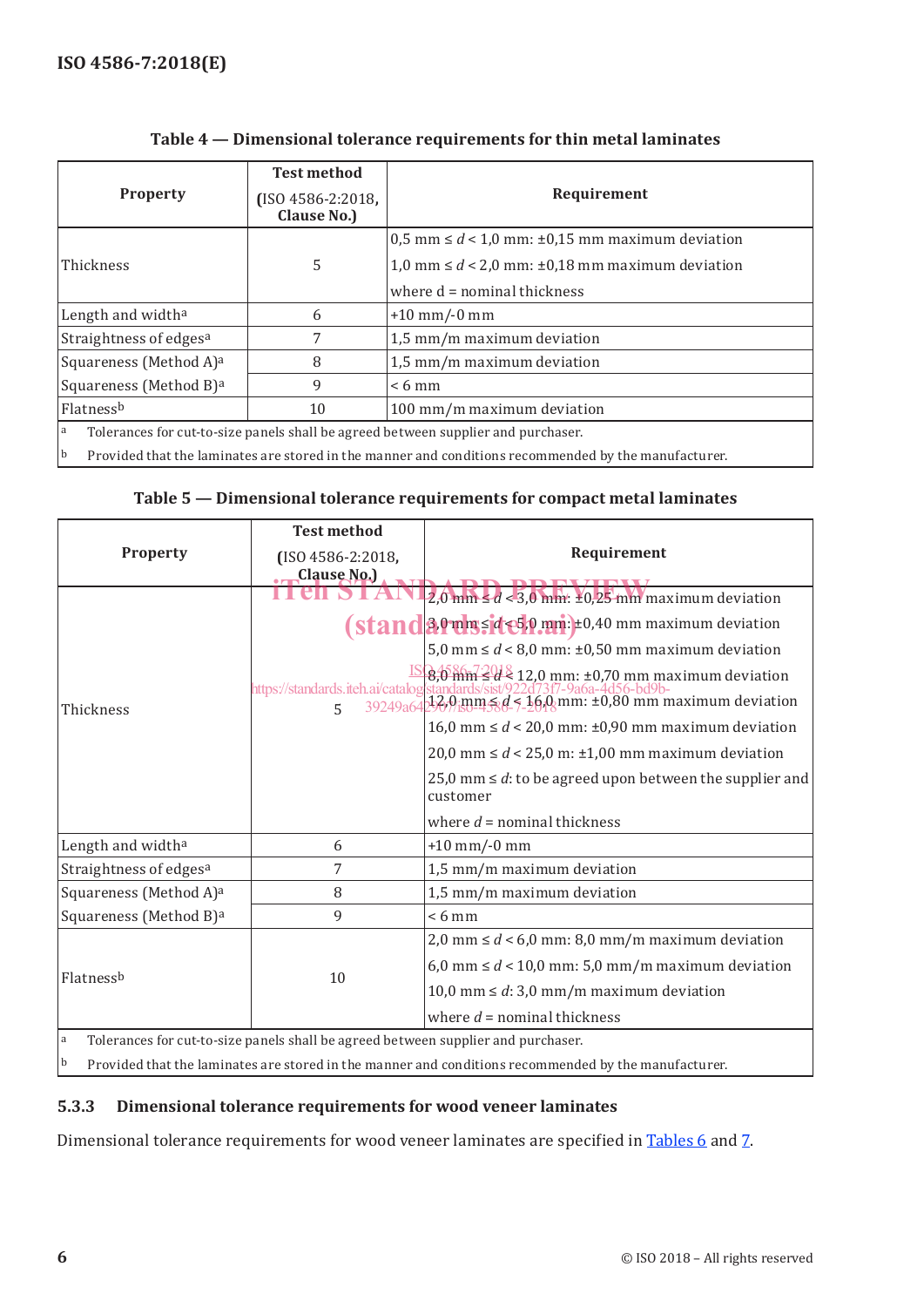**Table 4 — Dimensional tolerance requirements for thin metal laminates**

| Property | Test method (ISO 4586-2:2018, Clause No.) | Requirement |
|---|---|---|
| Thickness | 5 | 0,5 mm ≤ $d$ < 1,0 mm: ±0,15 mm maximum deviation<br>1,0 mm ≤ $d$ < 2,0 mm: ±0,18 mm maximum deviation<br>where d = nominal thickness |
| Length and width[a] | 6 | +10 mm/-0 mm |
| Straightness of edges[a] | 7 | 1,5 mm/m maximum deviation |
| Squareness (Method A)[a] | 8 | 1,5 mm/m maximum deviation |
| Squareness (Method B)[a] | 9 | < 6 mm |
| Flatness[b] | 10 | 100 mm/m maximum deviation |

[a] Tolerances for cut-to-size panels shall be agreed between supplier and purchaser.

[b] Provided that the laminates are stored in the manner and conditions recommended by the manufacturer.

**Table 5 — Dimensional tolerance requirements for compact metal laminates**

| Property | Test method (ISO 4586-2:2018, Clause No.) | Requirement |
|---|---|---|
| Thickness | 5 | 2,0 mm ≤ $d$ < 3,0 mm: ±0,25 mm maximum deviation<br>3,0 mm ≤ $d$ < 5,0 mm: ±0,40 mm maximum deviation<br>5,0 mm ≤ $d$ < 8,0 mm: ±0,50 mm maximum deviation<br>8,0 mm ≤ $d$ < 12,0 mm: ±0,70 mm maximum deviation<br>12,0 mm ≤ $d$ < 16,0 mm: ±0,80 mm maximum deviation<br>16,0 mm ≤ $d$ < 20,0 mm: ±0,90 mm maximum deviation<br>20,0 mm ≤ $d$ < 25,0 m: ±1,00 mm maximum deviation<br>25,0 mm ≤ $d$: to be agreed upon between the supplier and customer<br>where $d$ = nominal thickness |
| Length and width[a] | 6 | +10 mm/-0 mm |
| Straightness of edges[a] | 7 | 1,5 mm/m maximum deviation |
| Squareness (Method A)[a] | 8 | 1,5 mm/m maximum deviation |
| Squareness (Method B)[a] | 9 | < 6 mm |
| Flatness[b] | 10 | 2,0 mm ≤ $d$ < 6,0 mm: 8,0 mm/m maximum deviation<br>6,0 mm ≤ $d$ < 10,0 mm: 5,0 mm/m maximum deviation<br>10,0 mm ≤ $d$: 3,0 mm/m maximum deviation<br>where $d$ = nominal thickness |

[a] Tolerances for cut-to-size panels shall be agreed between supplier and purchaser.

[b] Provided that the laminates are stored in the manner and conditions recommended by the manufacturer.

### 5.3.3 Dimensional tolerance requirements for wood veneer laminates

Dimensional tolerance requirements for wood veneer laminates are specified in Tables 6 and 7.